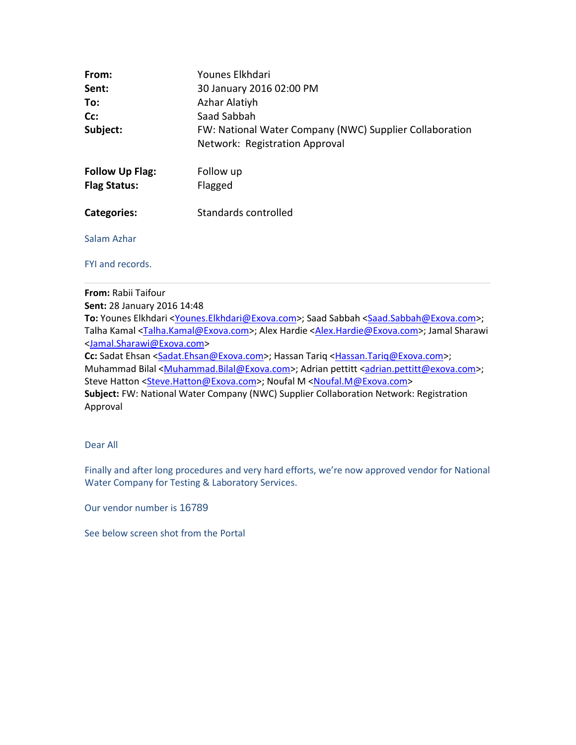| | |
|---|---|
| **From:** | Younes Elkhdari |
| **Sent:** | 30 January 2016 02:00 PM |
| **To:** | Azhar Alatiyh |
| **Cc:** | Saad Sabbah |
| **Subject:** | FW: National Water Company (NWC) Supplier Collaboration Network: Registration Approval |
| **Follow Up Flag:** | Follow up |
| **Flag Status:** | Flagged |
| **Categories:** | Standards controlled |

Salam Azhar

FYI and records.

---

**From:** Rabii Taifour
**Sent:** 28 January 2016 14:48
**To:** Younes Elkhdari <Younes.Elkhdari@Exova.com>; Saad Sabbah <Saad.Sabbah@Exova.com>; Talha Kamal <Talha.Kamal@Exova.com>; Alex Hardie <Alex.Hardie@Exova.com>; Jamal Sharawi <Jamal.Sharawi@Exova.com>
**Cc:** Sadat Ehsan <Sadat.Ehsan@Exova.com>; Hassan Tariq <Hassan.Tariq@Exova.com>; Muhammad Bilal <Muhammad.Bilal@Exova.com>; Adrian pettitt <adrian.pettitt@exova.com>; Steve Hatton <Steve.Hatton@Exova.com>; Noufal M <Noufal.M@Exova.com>
**Subject:** FW: National Water Company (NWC) Supplier Collaboration Network: Registration Approval

Dear All

Finally and after long procedures and very hard efforts, we're now approved vendor for National Water Company for Testing & Laboratory Services.

Our vendor number is 16789

See below screen shot from the Portal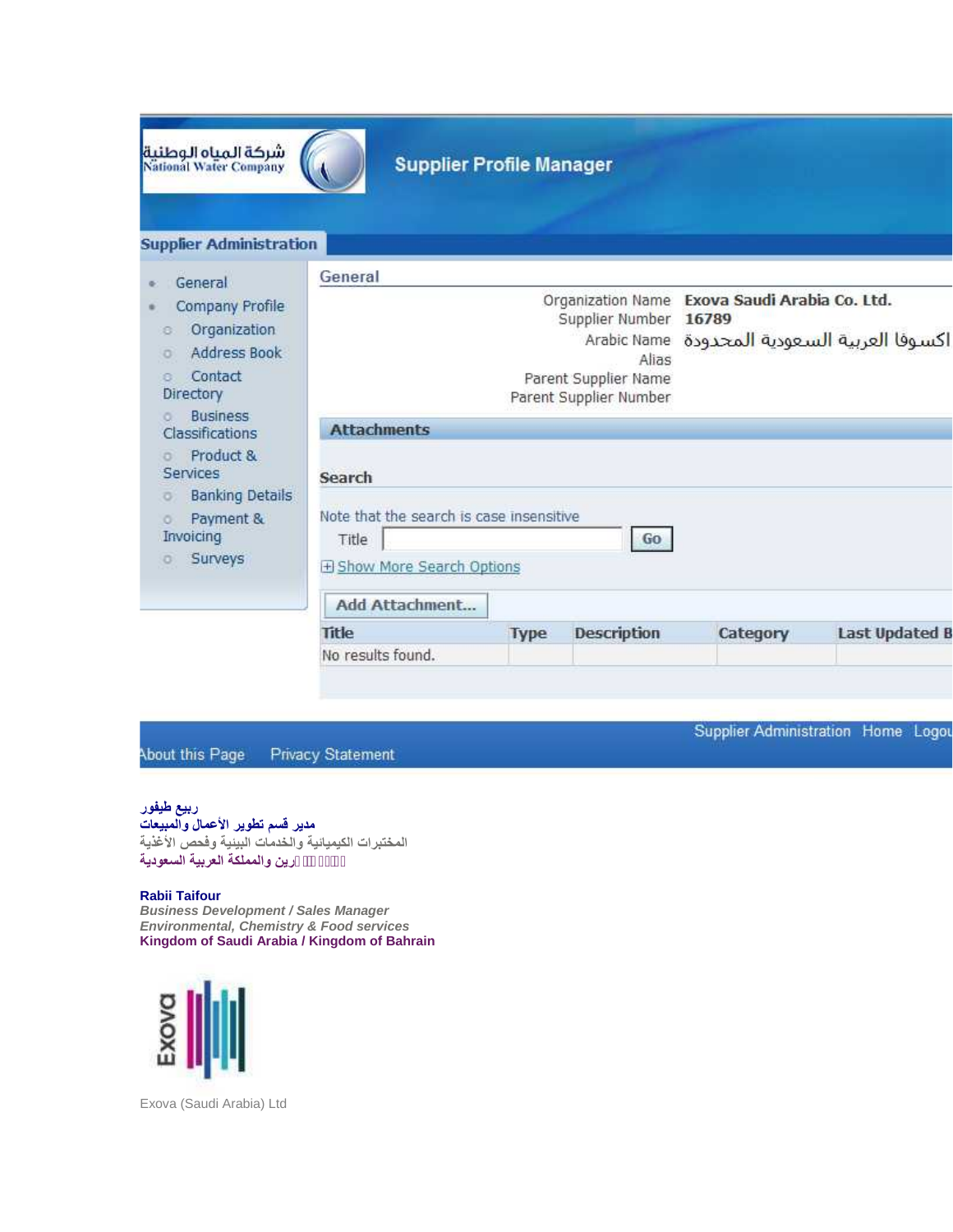شركة المياه الوطنية
National Water Company

## Supplier Profile Manager

**Supplier Administration**

- General
- Company Profile
  - Organization
  - Address Book
  - Contact Directory
  - Business Classifications
  - Product & Services
  - Banking Details
  - Payment & Invoicing
  - Surveys

### General

| | |
|---|---|
| Organization Name | **Exova Saudi Arabia Co. Ltd.** |
| Supplier Number | **16789** |
| Arabic Name | اكسوفا العربية السعودية المحدودة |
| Alias | |
| Parent Supplier Name | |
| Parent Supplier Number | |

### Attachments

**Search**

Note that the search is case insensitive

Title [ ] Go

⊞ Show More Search Options

Add Attachment...

| Title | Type | Description | Category | Last Updated B |
|---|---|---|---|---|
| No results found. | | | | |

Supplier Administration Home Logou

About this Page Privacy Statement

**ربيع طيفور**
**مدير قسم تطوير الأعمال والمبيعات**
المختبرات الكيميائية والخدمات البيئية وفحص الأغذية
**□□□□ □□رين والمملكة العربية السعودية**

**Rabii Taifour**
***Business Development / Sales Manager***
***Environmental, Chemistry & Food services***
**Kingdom of Saudi Arabia / Kingdom of Bahrain**

Exova

Exova (Saudi Arabia) Ltd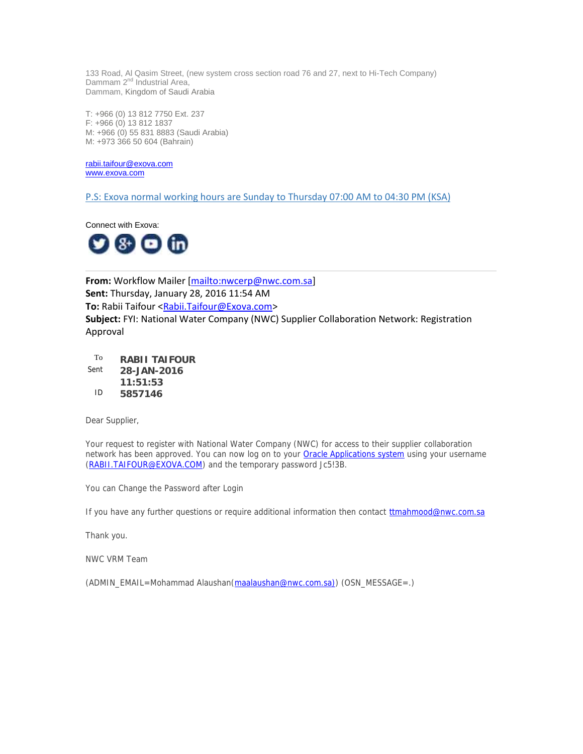133 Road, Al Qasim Street, (new system cross section road 76 and 27, next to Hi-Tech Company)
Dammam 2nd Industrial Area,
Dammam, Kingdom of Saudi Arabia

T: +966 (0) 13 812 7750 Ext. 237
F: +966 (0) 13 812 1837
M: +966 (0) 55 831 8883 (Saudi Arabia)
M: +973 366 50 604 (Bahrain)

rabii.taifour@exova.com
www.exova.com

P.S: Exova normal working hours are Sunday to Thursday 07:00 AM to 04:30 PM (KSA)

Connect with Exova:

---

**From:** Workflow Mailer [mailto:nwcerp@nwc.com.sa]
**Sent:** Thursday, January 28, 2016 11:54 AM
**To:** Rabii Taifour <Rabii.Taifour@Exova.com>
**Subject:** FYI: National Water Company (NWC) Supplier Collaboration Network: Registration Approval

| | |
|---|---|
| To | **RABII TAIFOUR** |
| Sent | **28-JAN-2016 11:51:53** |
| ID | **5857146** |

Dear Supplier,

Your request to register with National Water Company (NWC) for access to their supplier collaboration network has been approved. You can now log on to your Oracle Applications system using your username (RABII.TAIFOUR@EXOVA.COM) and the temporary password Jc5!3B.

You can Change the Password after Login

If you have any further questions or require additional information then contact ttmahmood@nwc.com.sa

Thank you.

NWC VRM Team

(ADMIN_EMAIL=Mohammad Alaushan(maalaushan@nwc.com.sa)) (OSN_MESSAGE=.)